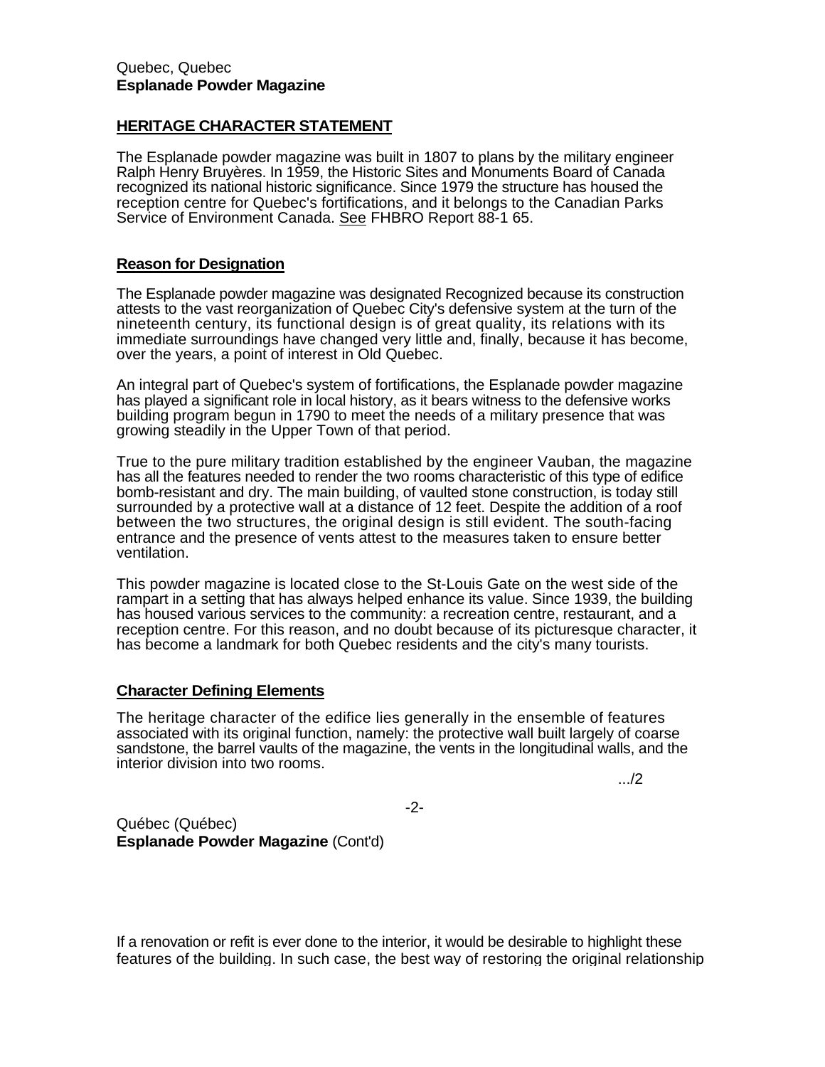Quebec, Quebec
**Esplanade Powder Magazine**

## HERITAGE CHARACTER STATEMENT

The Esplanade powder magazine was built in 1807 to plans by the military engineer Ralph Henry Bruyères. In 1959, the Historic Sites and Monuments Board of Canada recognized its national historic significance. Since 1979 the structure has housed the reception centre for Quebec's fortifications, and it belongs to the Canadian Parks Service of Environment Canada. See FHBRO Report 88-1 65.

### Reason for Designation

The Esplanade powder magazine was designated Recognized because its construction attests to the vast reorganization of Quebec City's defensive system at the turn of the nineteenth century, its functional design is of great quality, its relations with its immediate surroundings have changed very little and, finally, because it has become, over the years, a point of interest in Old Quebec.

An integral part of Quebec's system of fortifications, the Esplanade powder magazine has played a significant role in local history, as it bears witness to the defensive works building program begun in 1790 to meet the needs of a military presence that was growing steadily in the Upper Town of that period.

True to the pure military tradition established by the engineer Vauban, the magazine has all the features needed to render the two rooms characteristic of this type of edifice bomb-resistant and dry. The main building, of vaulted stone construction, is today still surrounded by a protective wall at a distance of 12 feet. Despite the addition of a roof between the two structures, the original design is still evident. The south-facing entrance and the presence of vents attest to the measures taken to ensure better ventilation.

This powder magazine is located close to the St-Louis Gate on the west side of the rampart in a setting that has always helped enhance its value. Since 1939, the building has housed various services to the community: a recreation centre, restaurant, and a reception centre. For this reason, and no doubt because of its picturesque character, it has become a landmark for both Quebec residents and the city's many tourists.

### Character Defining Elements

The heritage character of the edifice lies generally in the ensemble of features associated with its original function, namely: the protective wall built largely of coarse sandstone, the barrel vaults of the magazine, the vents in the longitudinal walls, and the interior division into two rooms.

Québec (Québec)
**Esplanade Powder Magazine** (Cont'd)

If a renovation or refit is ever done to the interior, it would be desirable to highlight these features of the building. In such case, the best way of restoring the original relationship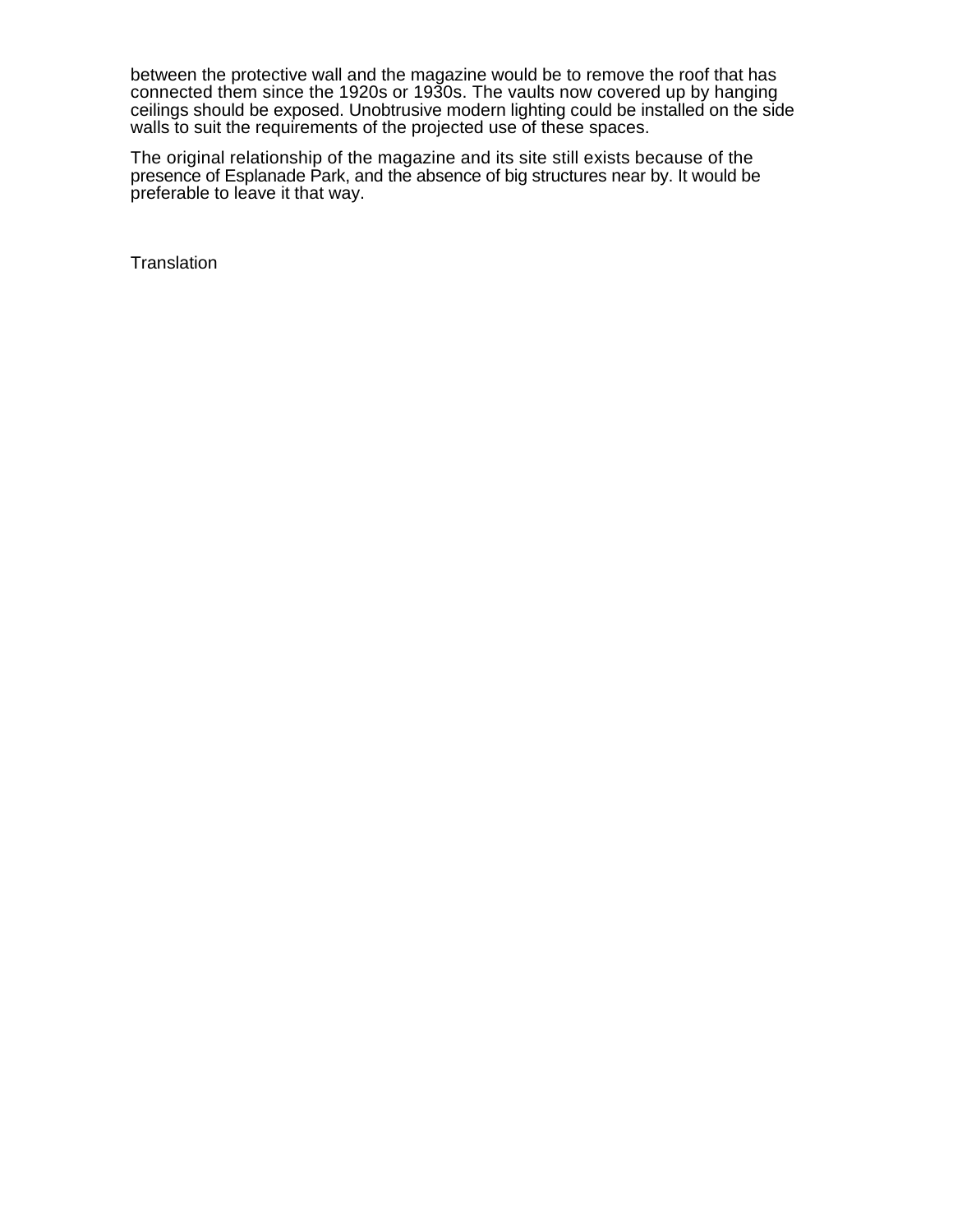between the protective wall and the magazine would be to remove the roof that has connected them since the 1920s or 1930s. The vaults now covered up by hanging ceilings should be exposed. Unobtrusive modern lighting could be installed on the side walls to suit the requirements of the projected use of these spaces.

The original relationship of the magazine and its site still exists because of the presence of Esplanade Park, and the absence of big structures near by. It would be preferable to leave it that way.

Translation